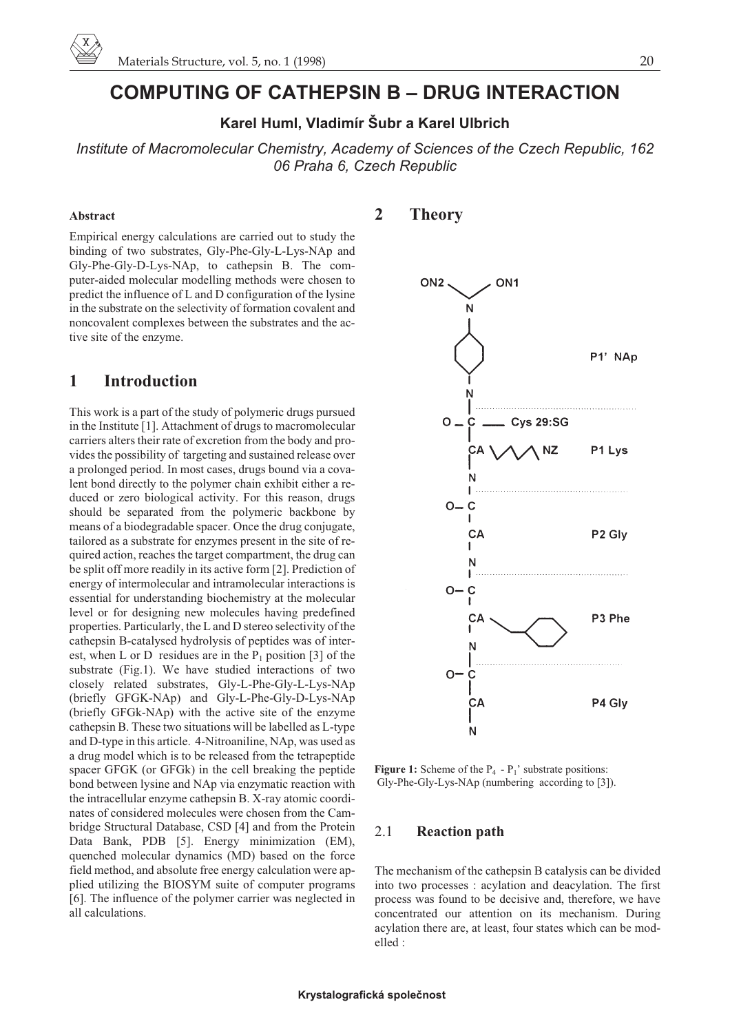# COMPUTING OF CATHEPSIN B – DRUG INTERACTION

**Karel Huml, Vladimír Šubr a Karel Ulbrich**

*Institute of Macromolecular Chemistry, Academy of Sciences of the Czech Republic, 162 06 Praha 6, Czech Republic*

#### Abstract

Empirical energy calculations are carried out to study the binding of two substrates, Gly-Phe-Gly-L-Lys-NAp and Gly-Phe-Gly-D-Lys-NAp, to cathepsin B. The computer-aided molecular modelling methods were chosen to predict the influence of L and D configuration of the lysine in the substrate on the selectivity of formation covalent and noncovalent complexes between the substrates and the active site of the enzyme.

## 1 Introduction

This work is a part of the study of polymeric drugs pursued in the Institute [1]. Attachment of drugs to macromolecular carriers alters their rate of excretion from the body and provides the possibility of targeting and sustained release over a prolonged period. In most cases, drugs bound via a covalent bond directly to the polymer chain exhibit either a reduced or zero biological activity. For this reason, drugs should be separated from the polymeric backbone by means of a biodegradable spacer. Once the drug conjugate, tailored as a substrate for enzymes present in the site of required action, reaches the target compartment, the drug can be split off more readily in its active form [2]. Prediction of energy of intermolecular and intramolecular interactions is essential for understanding biochemistry at the molecular level or for designing new molecules having predefined properties. Particularly, the L and D stereo selectivity of the cathepsin B-catalysed hydrolysis of peptides was of interest, when L or D residues are in the $P_1$ position [3] of the substrate (Fig.1). We have studied interactions of two closely related substrates, Gly-L-Phe-Gly-L-Lys-NAp (briefly GFGK-NAp) and Gly-L-Phe-Gly-D-Lys-NAp (briefly GFGk-NAp) with the active site of the enzyme cathepsin B. These two situations will be labelled as L-type and D-type in this article. 4-Nitroaniline, NAp, was used as a drug model which is to be released from the tetrapeptide spacer GFGK (or GFGk) in the cell breaking the peptide bond between lysine and NAp via enzymatic reaction with the intracellular enzyme cathepsin B. X-ray atomic coordinates of considered molecules were chosen from the Cambridge Structural Database, CSD [4] and from the Protein Data Bank, PDB [5]. Energy minimization (EM), quenched molecular dynamics (MD) based on the force field method, and absolute free energy calculation were applied utilizing the BIOSYM suite of computer programs [6]. The influence of the polymer carrier was neglected in all calculations.

## 2 Theory

**Figure 1:** Scheme of the $P_4$ - $P_1$' substrate positions: Gly-Phe-Gly-Lys-NAp (numbering according to [3]).

### 2.1 Reaction path

The mechanism of the cathepsin B catalysis can be divided into two processes : acylation and deacylation. The first process was found to be decisive and, therefore, we have concentrated our attention on its mechanism. During acylation there are, at least, four states which can be modelled :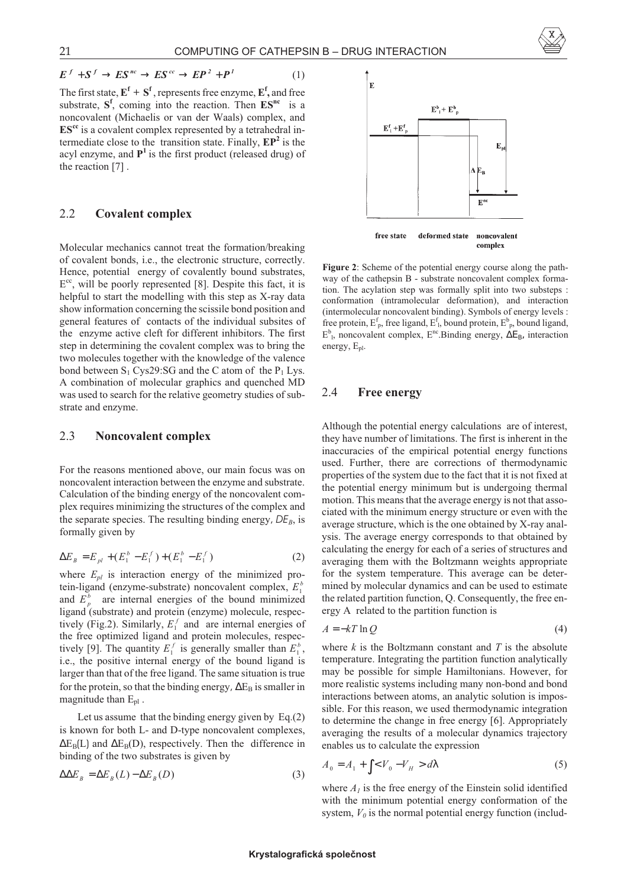$$E^f + S^f \rightarrow ES^{nc} \rightarrow ES^{cc} \rightarrow EP^2 + P^1 \qquad (1)$$

The first state, $\mathbf{E^f} + \mathbf{S^f}$, represents free enzyme, $\mathbf{E^f}$, and free substrate, $\mathbf{S^f}$, coming into the reaction. Then $\mathbf{ES^{nc}}$ is a noncovalent (Michaelis or van der Waals) complex, and $\mathbf{ES^{cc}}$ is a covalent complex represented by a tetrahedral intermediate close to the transition state. Finally, $\mathbf{EP^2}$ is the acyl enzyme, and $\mathbf{P^1}$ is the first product (released drug) of the reaction [7] .

## 2.2 Covalent complex

Molecular mechanics cannot treat the formation/breaking of covalent bonds, i.e., the electronic structure, correctly. Hence, potential energy of covalently bound substrates, $E^{cc}$, will be poorly represented [8]. Despite this fact, it is helpful to start the modelling with this step as X-ray data show information concerning the scissile bond position and general features of contacts of the individual subsites of the enzyme active cleft for different inhibitors. The first step in determining the covalent complex was to bring the two molecules together with the knowledge of the valence bond between $S_1$ Cys29:SG and the C atom of the $P_1$ Lys. A combination of molecular graphics and quenched MD was used to search for the relative geometry studies of substrate and enzyme.

## 2.3 Noncovalent complex

For the reasons mentioned above, our main focus was on noncovalent interaction between the enzyme and substrate. Calculation of the binding energy of the noncovalent complex requires minimizing the structures of the complex and the separate species. The resulting binding energy, $DE_B$, is formally given by

$$\Delta E_B = E_{pl} + (E_1^b - E_1^f) + (E_1^b - E_1^f) \qquad (2)$$

where $E_{pl}$ is interaction energy of the minimized protein-ligand (enzyme-substrate) noncovalent complex, $E_1^b$ and $E_p^b$ are internal energies of the bound minimized ligand (substrate) and protein (enzyme) molecule, respectively (Fig.2). Similarly, $E_1^f$ and are internal energies of the free optimized ligand and protein molecules, respectively [9]. The quantity $E_1^f$ is generally smaller than $E_1^b$, i.e., the positive internal energy of the bound ligand is larger than that of the free ligand. The same situation is true for the protein, so that the binding energy, $\Delta E_B$ is smaller in magnitude than $E_{pl}$ .

Let us assume that the binding energy given by Eq.(2) is known for both L- and D-type noncovalent complexes, $\Delta E_B(L)$ and $\Delta E_B(D)$, respectively. Then the difference in binding of the two substrates is given by

$$\Delta\Delta E_B = \Delta E_B(L) - \Delta E_B(D) \qquad (3)$$

**Figure 2**: Scheme of the potential energy course along the pathway of the cathepsin B - substrate noncovalent complex formation. The acylation step was formally split into two substeps : conformation (intramolecular deformation), and interaction (intermolecular noncovalent binding). Symbols of energy levels : free protein, $E^f_p$, free ligand, $E^f_l$, bound protein, $E^b_p$, bound ligand, $E^b_l$, noncovalent complex, $E^{nc}$. Binding energy, $\Delta E_B$, interaction energy, $E_{pl}$.

## 2.4 Free energy

Although the potential energy calculations are of interest, they have number of limitations. The first is inherent in the inaccuracies of the empirical potential energy functions used. Further, there are corrections of thermodynamic properties of the system due to the fact that it is not fixed at the potential energy minimum but is undergoing thermal motion. This means that the average energy is not that associated with the minimum energy structure or even with the average structure, which is the one obtained by X-ray analysis. The average energy corresponds to that obtained by calculating the energy for each of a series of structures and averaging them with the Boltzmann weights appropriate for the system temperature. This average can be determined by molecular dynamics and can be used to estimate the related partition function, Q. Consequently, the free energy A related to the partition function is

$$A = -kT \ln Q \qquad (4)$$

where $k$ is the Boltzmann constant and $T$ is the absolute temperature. Integrating the partition function analytically may be possible for simple Hamiltonians. However, for more realistic systems including many non-bond and bond interactions between atoms, an analytic solution is impossible. For this reason, we used thermodynamic integration to determine the change in free energy [6]. Appropriately averaging the results of a molecular dynamics trajectory enables us to calculate the expression

$$A_0 = A_1 + \int \langle V_0 - V_H \rangle d\lambda \qquad (5)$$

where $A_1$ is the free energy of the Einstein solid identified with the minimum potential energy conformation of the system, $V_0$ is the normal potential energy function (includ-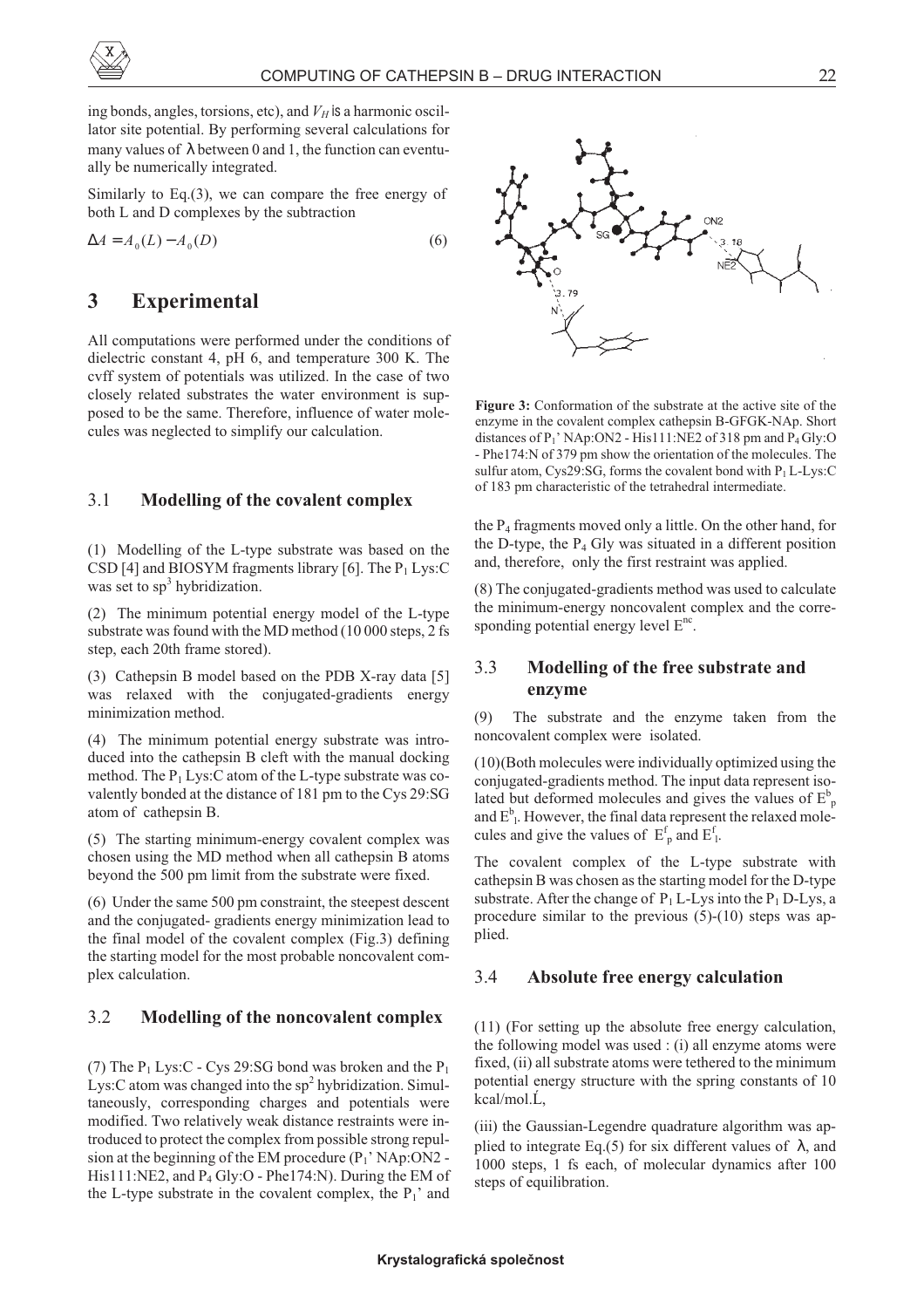ing bonds, angles, torsions, etc), and $V_H$ is a harmonic oscillator site potential. By performing several calculations for many values of $\lambda$ between 0 and 1, the function can eventually be numerically integrated.

Similarly to Eq.(3), we can compare the free energy of both L and D complexes by the subtraction

$$\Delta A = A_0(L) - A_0(D) \tag{6}$$

# 3 Experimental

All computations were performed under the conditions of dielectric constant 4, pH 6, and temperature 300 K. The cvff system of potentials was utilized. In the case of two closely related substrates the water environment is supposed to be the same. Therefore, influence of water molecules was neglected to simplify our calculation.

## 3.1 Modelling of the covalent complex

(1) Modelling of the L-type substrate was based on the CSD [4] and BIOSYM fragments library [6]. The $P_1$ Lys:C was set to $sp^3$ hybridization.

(2) The minimum potential energy model of the L-type substrate was found with the MD method (10 000 steps, 2 fs step, each 20th frame stored).

(3) Cathepsin B model based on the PDB X-ray data [5] was relaxed with the conjugated-gradients energy minimization method.

(4) The minimum potential energy substrate was introduced into the cathepsin B cleft with the manual docking method. The $P_1$ Lys:C atom of the L-type substrate was covalently bonded at the distance of 181 pm to the Cys 29:SG atom of cathepsin B.

(5) The starting minimum-energy covalent complex was chosen using the MD method when all cathepsin B atoms beyond the 500 pm limit from the substrate were fixed.

(6) Under the same 500 pm constraint, the steepest descent and the conjugated- gradients energy minimization lead to the final model of the covalent complex (Fig.3) defining the starting model for the most probable noncovalent complex calculation.

## 3.2 Modelling of the noncovalent complex

(7) The $P_1$ Lys:C - Cys 29:SG bond was broken and the $P_1$ Lys:C atom was changed into the $sp^2$ hybridization. Simultaneously, corresponding charges and potentials were modified. Two relatively weak distance restraints were introduced to protect the complex from possible strong repulsion at the beginning of the EM procedure ($P_1$' NAp:ON2 - His111:NE2, and $P_4$ Gly:O - Phe174:N). During the EM of the L-type substrate in the covalent complex, the $P_1$' and the $P_4$ fragments moved only a little. On the other hand, for the D-type, the $P_4$ Gly was situated in a different position and, therefore, only the first restraint was applied.

**Figure 3:** Conformation of the substrate at the active site of the enzyme in the covalent complex cathepsin B-GFGK-NAp. Short distances of $P_1$' NAp:ON2 - His111:NE2 of 318 pm and $P_4$ Gly:O - Phe174:N of 379 pm show the orientation of the molecules. The sulfur atom, Cys29:SG, forms the covalent bond with $P_1$ L-Lys:C of 183 pm characteristic of the tetrahedral intermediate.

(8) The conjugated-gradients method was used to calculate the minimum-energy noncovalent complex and the corresponding potential energy level $E^{nc}$.

## 3.3 Modelling of the free substrate and enzyme

(9) The substrate and the enzyme taken from the noncovalent complex were isolated.

(10)(Both molecules were individually optimized using the conjugated-gradients method. The input data represent isolated but deformed molecules and gives the values of $E^b_p$ and $E^b_l$. However, the final data represent the relaxed molecules and give the values of $E^f_p$ and $E^f_l$.

The covalent complex of the L-type substrate with cathepsin B was chosen as the starting model for the D-type substrate. After the change of $P_1$ L-Lys into the $P_1$ D-Lys, a procedure similar to the previous (5)-(10) steps was applied.

## 3.4 Absolute free energy calculation

(11) (For setting up the absolute free energy calculation, the following model was used : (i) all enzyme atoms were fixed, (ii) all substrate atoms were tethered to the minimum potential energy structure with the spring constants of 10 kcal/mol.Ĺ,

(iii) the Gaussian-Legendre quadrature algorithm was applied to integrate Eq.(5) for six different values of $\lambda$, and 1000 steps, 1 fs each, of molecular dynamics after 100 steps of equilibration.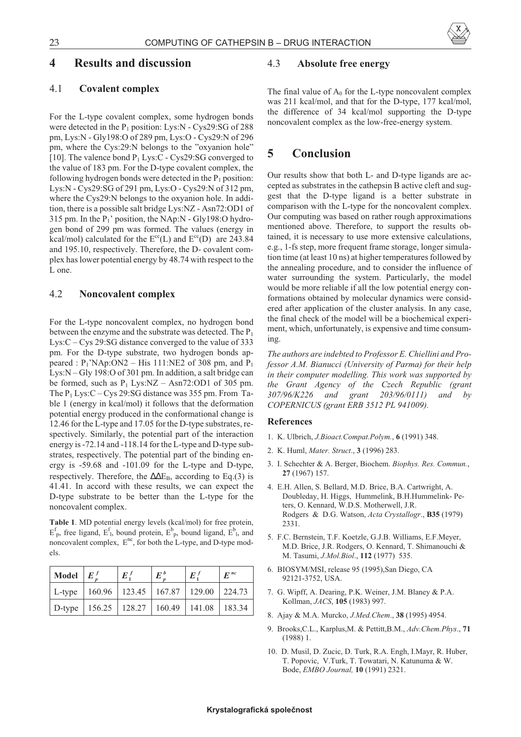# 4 Results and discussion

## 4.1 Covalent complex

For the L-type covalent complex, some hydrogen bonds were detected in the $P_1$ position: Lys:N - Cys29:SG of 288 pm, Lys:N - Gly198:O of 289 pm, Lys:O - Cys29:N of 296 pm, where the Cys:29:N belongs to the "oxyanion hole" [10]. The valence bond $P_1$ Lys:C - Cys29:SG converged to the value of 183 pm. For the D-type covalent complex, the following hydrogen bonds were detected in the $P_1$ position: Lys:N - Cys29:SG of 291 pm, Lys:O - Cys29:N of 312 pm, where the Cys29:N belongs to the oxyanion hole. In addition, there is a possible salt bridge Lys:NZ - Asn72:OD1 of 315 pm. In the $P_1$' position, the NAp:N - Gly198:O hydrogen bond of 299 pm was formed. The values (energy in kcal/mol) calculated for the $E^{cc}(L)$ and $E^{cc}(D)$ are 243.84 and 195.10, respectively. Therefore, the D- covalent complex has lower potential energy by 48.74 with respect to the L one.

## 4.2 Noncovalent complex

For the L-type noncovalent complex, no hydrogen bond between the enzyme and the substrate was detected. The $P_1$ Lys:C – Cys 29:SG distance converged to the value of 333 pm. For the D-type substrate, two hydrogen bonds appeared : $P_1$'NAp:ON2 – His 111:NE2 of 308 pm, and $P_1$ Lys:N – Gly 198:O of 301 pm. In addition, a salt bridge can be formed, such as $P_1$ Lys:NZ – Asn72:OD1 of 305 pm. The $P_1$ Lys:C – Cys 29:SG distance was 355 pm. From Table 1 (energy in kcal/mol) it follows that the deformation potential energy produced in the conformational change is 12.46 for the L-type and 17.05 for the D-type substrates, respectively. Similarly, the potential part of the interaction energy is -72.14 and -118.14 for the L-type and D-type substrates, respectively. The potential part of the binding energy is -59.68 and -101.09 for the L-type and D-type, respectively. Therefore, the $\Delta\Delta E_B$, according to Eq.(3) is 41.41. In accord with these results, we can expect the D-type substrate to be better than the L-type for the noncovalent complex.

**Table 1**. MD potential energy levels (kcal/mol) for free protein, $E^f_p$, free ligand, $E^f_l$, bound protein, $E^b_p$, bound ligand, $E^b_l$, and noncovalent complex, $E^{nc}$, for both the L-type, and D-type models.

| Model | $E^f_p$ | $E^f_1$ | $E^b_p$ | $E^f_1$ | $E^{nc}$ |
|---|---|---|---|---|---|
| L-type | 160.96 | 123.45 | 167.87 | 129.00 | 224.73 |
| D-type | 156.25 | 128.27 | 160.49 | 141.08 | 183.34 |

## 4.3 Absolute free energy

The final value of $A_0$ for the L-type noncovalent complex was 211 kcal/mol, and that for the D-type, 177 kcal/mol, the difference of 34 kcal/mol supporting the D-type noncovalent complex as the low-free-energy system.

# 5 Conclusion

Our results show that both L- and D-type ligands are accepted as substrates in the cathepsin B active cleft and suggest that the D-type ligand is a better substrate in comparison with the L-type for the noncovalent complex. Our computing was based on rather rough approximations mentioned above. Therefore, to support the results obtained, it is necessary to use more extensive calculations, e.g., 1-fs step, more frequent frame storage, longer simulation time (at least 10 ns) at higher temperatures followed by the annealing procedure, and to consider the influence of water surrounding the system. Particularly, the model would be more reliable if all the low potential energy conformations obtained by molecular dynamics were considered after application of the cluster analysis. In any case, the final check of the model will be a biochemical experiment, which, unfortunately, is expensive and time consuming.

*The authors are indebted to Professor E. Chiellini and Professor A.M. Bianucci (University of Parma) for their help in their computer modelling. This work was supported by the Grant Agency of the Czech Republic (grant 307/96/K226 and grant 203/96/0111) and by COPERNICUS (grant ERB 3512 PL 941009).*

### References

1. K. Ulbrich, *J.Bioact.Compat.Polym.*, **6** (1991) 348.
2. K. Huml, *Mater. Struct*., **3** (1996) 283.
3. I. Schechter & A. Berger, Biochem. *Biophys. Res. Commun.*, **27** (1967) 157.
4. E.H. Allen, S. Bellard, M.D. Brice, B.A. Cartwright, A. Doubleday, H. Higgs, Hummelink, B.H.Hummelink- Peters, O. Kennard, W.D.S. Motherwell, J.R. Rodgers & D.G. Watson, *Acta Crystallogr*., **B35** (1979) 2331.
5. F.C. Bernstein, T.F. Koetzle, G.J.B. Williams, E.F.Meyer, M.D. Brice, J.R. Rodgers, O. Kennard, T. Shimanouchi & M. Tasumi, *J.Mol.Biol*., **112** (1977) 535.
6. BIOSYM/MSI, release 95 (1995),San Diego, CA 92121-3752, USA.
7. G. Wipff, A. Dearing, P.K. Weiner, J.M. Blaney & P.A. Kollman, *JACS*, **105** (1983) 997.
8. Ajay & M.A. Murcko, *J.Med.Chem*., **38** (1995) 4954.
9. Brooks,C.L., Karplus,M. & Pettitt,B.M., *Adv.Chem.Phys*., **71** (1988) 1.
10. D. Musil, D. Zucic, D. Turk, R.A. Engh, I.Mayr, R. Huber, T. Popovic, V.Turk, T. Towatari, N. Katunuma & W. Bode, *EMBO Journal,* **10** (1991) 2321.